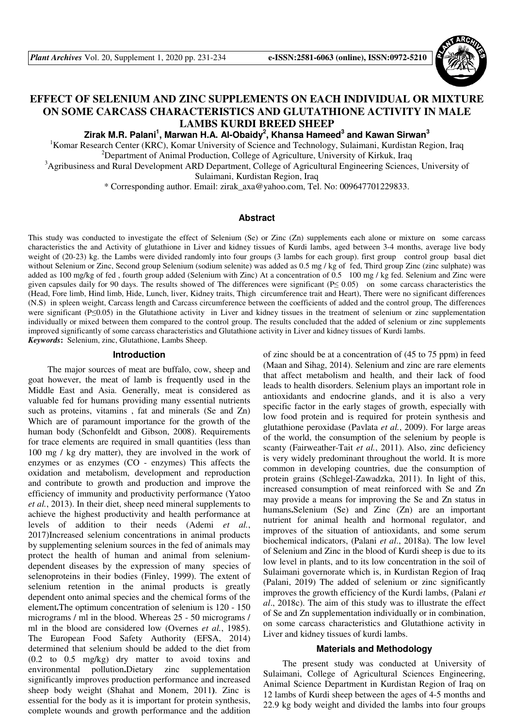# EFFECT OF SELENIUM AND ZINC SUPPLEMENTS ON EACH INDIVIDUAL OR MIXTURE ON SOME CARCASS CHARACTERISTICS AND GLUTATHIONE ACTIVITY IN MALE LAMBS KURDI BREED SHEEP

**Zirak M.R. Palani[1], Marwan H.A. Al-Obaidy[2], Khansa Hameed[3] and Kawan Sirwan[3]**

[1]Komar Research Center (KRC), Komar University of Science and Technology, Sulaimani, Kurdistan Region, Iraq
[2]Department of Animal Production, College of Agriculture, University of Kirkuk, Iraq
[3]Agribusiness and Rural Development ARD Department, College of Agricultural Engineering Sciences, University of Sulaimani, Kurdistan Region, Iraq

\* Corresponding author. Email: zirak_axa@yahoo.com, Tel. No: 009647701229833.

## Abstract

This study was conducted to investigate the effect of Selenium (Se) or Zinc (Zn) supplements each alone or mixture on some carcass characteristics the and Activity of glutathione in Liver and kidney tissues of Kurdi lambs, aged between 3-4 months, average live body weight of (20-23) kg. the Lambs were divided randomly into four groups (3 lambs for each group). first group control group basal diet without Selenium or Zinc, Second group Selenium (sodium selenite) was added as 0.5 mg / kg of fed, Third group Zinc (zinc sulphate) was added as 100 mg/kg of fed , fourth group added (Selenium with Zinc) At a concentration of 0.5 100 mg / kg fed. Selenium and Zinc were given capsules daily for 90 days. The results showed of The differences were significant ($P \leq 0.05$) on some carcass characteristics the (Head, Fore limb, Hind limb, Hide, Lunch, liver, Kidney traits, Thigh circumference trait and Heart), There were no significant differences (N.S) in spleen weight, Carcass length and Carcass circumference between the coefficients of added and the control group, The differences were significant ($P \leq 0.05$) in the Glutathione activity in Liver and kidney tissues in the treatment of selenium or zinc supplementation individually or mixed between them compared to the control group. The results concluded that the added of selenium or zinc supplements improved significantly of some carcass characteristics and Glutathione activity in Liver and kidney tissues of Kurdi lambs.

***Keywords*:** Selenium, zinc, Glutathione, Lambs Sheep.

## Introduction

The major sources of meat are buffalo, cow, sheep and goat however, the meat of lamb is frequently used in the Middle East and Asia. Generally, meat is considered as valuable fed for humans providing many essential nutrients such as proteins, vitamins , fat and minerals (Se and Zn) Which are of paramount importance for the growth of the human body (Schonfeldt and Gibson, 2008). Requirements for trace elements are required in small quantities (less than 100 mg / kg dry matter), they are involved in the work of enzymes or as enzymes (CO - enzymes) This affects the oxidation and metabolism, development and reproduction and contribute to growth and production and improve the efficiency of immunity and productivity performance (Yatoo *et al.*, 2013). In their diet, sheep need mineral supplements to achieve the highest productivity and health performance at levels of addition to their needs (Ademi *et al.*, 2017)Increased selenium concentrations in animal products by supplementing selenium sources in the fed of animals may protect the health of human and animal from selenium-dependent diseases by the expression of many species of selenoproteins in their bodies (Finley, 1999). The extent of selenium retention in the animal products is greatly dependent onto animal species and the chemical forms of the element**.**The optimum concentration of selenium is 120 - 150 micrograms / ml in the blood. Whereas 25 - 50 micrograms / ml in the blood are considered low (Overnes *et al.*, 1985). The European Food Safety Authority (EFSA, 2014) determined that selenium should be added to the diet from (0.2 to 0.5 mg/kg) dry matter to avoid toxins and environmental pollution**.**Dietary zinc supplementation significantly improves production performance and increased sheep body weight (Shahat and Monem, 2011**)**. Zinc is essential for the body as it is important for protein synthesis, complete wounds and growth performance and the addition of zinc should be at a concentration of (45 to 75 ppm) in feed (Maan and Sihag, 2014). Selenium and zinc are rare elements that affect metabolism and health, and their lack of food leads to health disorders. Selenium plays an important role in antioxidants and endocrine glands, and it is also a very specific factor in the early stages of growth, especially with low food protein and is required for protein synthesis and glutathione peroxidase (Pavlata *et al.*, 2009). For large areas of the world, the consumption of the selenium by people is scanty (Fairweather-Tait *et al.*, 2011). Also, zinc deficiency is very widely predominant throughout the world. It is more common in developing countries, due the consumption of protein grains (Schlegel-Zawadzka, 2011). In light of this, increased consumption of meat reinforced with Se and Zn may provide a means for improving the Se and Zn status in humans**.**Selenium (Se) and Zinc (Zn) are an important nutrient for animal health and hormonal regulator, and improves of the situation of antioxidants, and some serum biochemical indicators, (Palani *et al*., 2018a). The low level of Selenium and Zinc in the blood of Kurdi sheep is due to its low level in plants, and to its low concentration in the soil of Sulaimani governorate which is, in Kurdistan Region of Iraq (Palani, 2019) The added of selenium or zinc significantly improves the growth efficiency of the Kurdi lambs, (Palani *et al*., 2018c). The aim of this study was to illustrate the effect of Se and Zn supplementation individually or in combination, on some carcass characteristics and Glutathione activity in Liver and kidney tissues of kurdi lambs.

## Materials and Methodology

The present study was conducted at University of Sulaimani, College of Agricultural Sciences Engineering, Animal Science Department in Kurdistan Region of Iraq on 12 lambs of Kurdi sheep between the ages of 4-5 months and 22.9 kg body weight and divided the lambs into four groups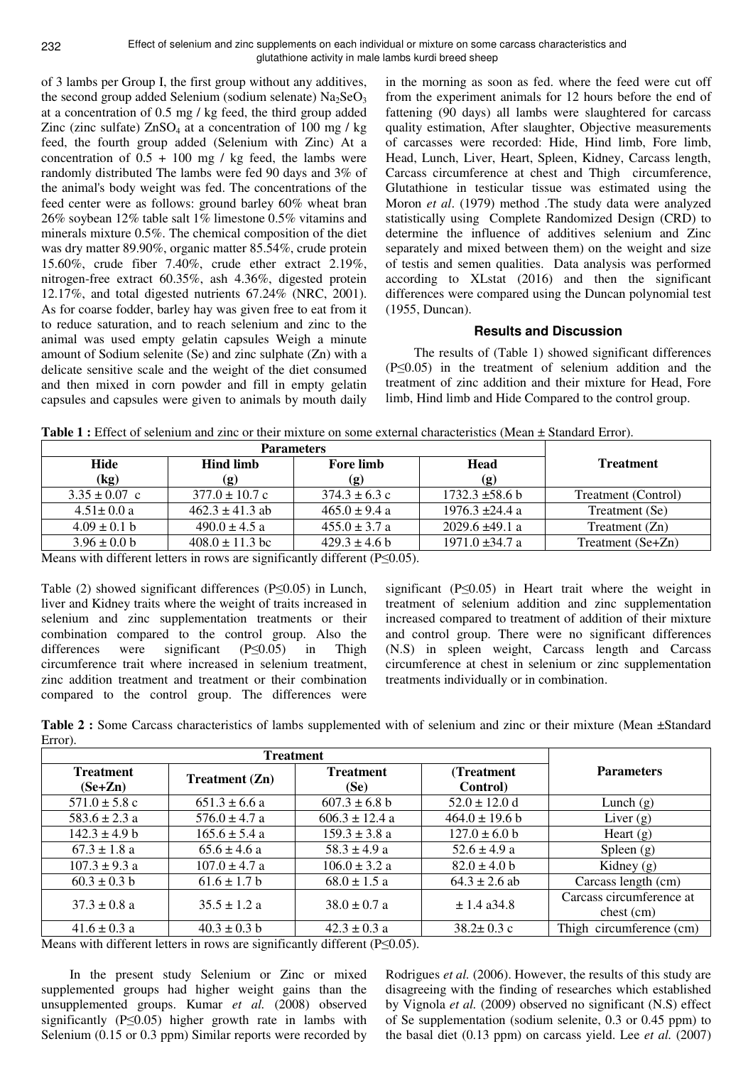of 3 lambs per Group I, the first group without any additives, the second group added Selenium (sodium selenate) $Na_2SeO_3$ at a concentration of 0.5 mg / kg feed, the third group added Zinc (zinc sulfate) $ZnSO_4$ at a concentration of 100 mg / kg feed, the fourth group added (Selenium with Zinc) At a concentration of 0.5 + 100 mg / kg feed, the lambs were randomly distributed The lambs were fed 90 days and 3% of the animal's body weight was fed. The concentrations of the feed center were as follows: ground barley 60% wheat bran 26% soybean 12% table salt 1% limestone 0.5% vitamins and minerals mixture 0.5%. The chemical composition of the diet was dry matter 89.90%, organic matter 85.54%, crude protein 15.60%, crude fiber 7.40%, crude ether extract 2.19%, nitrogen-free extract 60.35%, ash 4.36%, digested protein 12.17%, and total digested nutrients 67.24% (NRC, 2001). As for coarse fodder, barley hay was given free to eat from it to reduce saturation, and to reach selenium and zinc to the animal was used empty gelatin capsules Weigh a minute amount of Sodium selenite (Se) and zinc sulphate (Zn) with a delicate sensitive scale and the weight of the diet consumed and then mixed in corn powder and fill in empty gelatin capsules and capsules were given to animals by mouth daily in the morning as soon as fed. where the feed were cut off from the experiment animals for 12 hours before the end of fattening (90 days) all lambs were slaughtered for carcass quality estimation, After slaughter, Objective measurements of carcasses were recorded: Hide, Hind limb, Fore limb, Head, Lunch, Liver, Heart, Spleen, Kidney, Carcass length, Carcass circumference at chest and Thigh circumference, Glutathione in testicular tissue was estimated using the Moron *et al*. (1979) method .The study data were analyzed statistically using Complete Randomized Design (CRD) to determine the influence of additives selenium and Zinc separately and mixed between them) on the weight and size of testis and semen qualities. Data analysis was performed according to XLstat (2016) and then the significant differences were compared using the Duncan polynomial test (1955, Duncan).

## Results and Discussion

The results of (Table 1) showed significant differences ($P \leq 0.05$) in the treatment of selenium addition and the treatment of zinc addition and their mixture for Head, Fore limb, Hind limb and Hide Compared to the control group.

**Table 1 :** Effect of selenium and zinc or their mixture on some external characteristics (Mean ± Standard Error).

| Parameters | | | | Treatment |
|---|---|---|---|---|
| Hide (kg) | Hind limb (g) | Fore limb (g) | Head (g) | |
| 3.35 ± 0.07 c | 377.0 ± 10.7 c | 374.3 ± 6.3 c | 1732.3 ±58.6 b | Treatment (Control) |
| 4.51± 0.0 a | 462.3 ± 41.3 ab | 465.0 ± 9.4 a | 1976.3 ±24.4 a | Treatment (Se) |
| 4.09 ± 0.1 b | 490.0 ± 4.5 a | 455.0 ± 3.7 a | 2029.6 ±49.1 a | Treatment (Zn) |
| 3.96 ± 0.0 b | 408.0 ± 11.3 bc | 429.3 ± 4.6 b | 1971.0 ±34.7 a | Treatment (Se+Zn) |

Means with different letters in rows are significantly different ($P \leq 0.05$).

Table (2) showed significant differences ($P \leq 0.05$) in Lunch, liver and Kidney traits where the weight of traits increased in selenium and zinc supplementation treatments or their combination compared to the control group. Also the differences were significant ($P \leq 0.05$) in Thigh circumference trait where increased in selenium treatment, zinc addition treatment and treatment or their combination compared to the control group. The differences were significant ($P \leq 0.05$) in Heart trait where the weight in treatment of selenium addition and zinc supplementation increased compared to treatment of addition of their mixture and control group. There were no significant differences (N.S) in spleen weight, Carcass length and Carcass circumference at chest in selenium or zinc supplementation treatments individually or in combination.

**Table 2 :** Some Carcass characteristics of lambs supplemented with of selenium and zinc or their mixture (Mean ±Standard Error).

| Treatment | | | | Parameters |
|---|---|---|---|---|
| Treatment (Se+Zn) | Treatment (Zn) | Treatment (Se) | (Treatment Control) | |
| 571.0 ± 5.8 c | 651.3 ± 6.6 a | 607.3 ± 6.8 b | 52.0 ± 12.0 d | Lunch (g) |
| 583.6 ± 2.3 a | 576.0 ± 4.7 a | 606.3 ± 12.4 a | 464.0 ± 19.6 b | Liver (g) |
| 142.3 ± 4.9 b | 165.6 ± 5.4 a | 159.3 ± 3.8 a | 127.0 ± 6.0 b | Heart (g) |
| 67.3 ± 1.8 a | 65.6 ± 4.6 a | 58.3 ± 4.9 a | 52.6 ± 4.9 a | Spleen (g) |
| 107.3 ± 9.3 a | 107.0 ± 4.7 a | 106.0 ± 3.2 a | 82.0 ± 4.0 b | Kidney (g) |
| 60.3 ± 0.3 b | 61.6 ± 1.7 b | 68.0 ± 1.5 a | 64.3 ± 2.6 ab | Carcass length (cm) |
| 37.3 ± 0.8 a | 35.5 ± 1.2 a | 38.0 ± 0.7 a | ± 1.4 a34.8 | Carcass circumference at chest (cm) |
| 41.6 ± 0.3 a | 40.3 ± 0.3 b | 42.3 ± 0.3 a | 38.2± 0.3 c | Thigh circumference (cm) |

Means with different letters in rows are significantly different ($P \leq 0.05$).

In the present study Selenium or Zinc or mixed supplemented groups had higher weight gains than the unsupplemented groups. Kumar *et al.* (2008) observed significantly ($P \leq 0.05$) higher growth rate in lambs with Selenium (0.15 or 0.3 ppm) Similar reports were recorded by Rodrigues *et al.* (2006). However, the results of this study are disagreeing with the finding of researches which established by Vignola *et al.* (2009) observed no significant (N.S) effect of Se supplementation (sodium selenite, 0.3 or 0.45 ppm) to the basal diet (0.13 ppm) on carcass yield. Lee *et al.* (2007)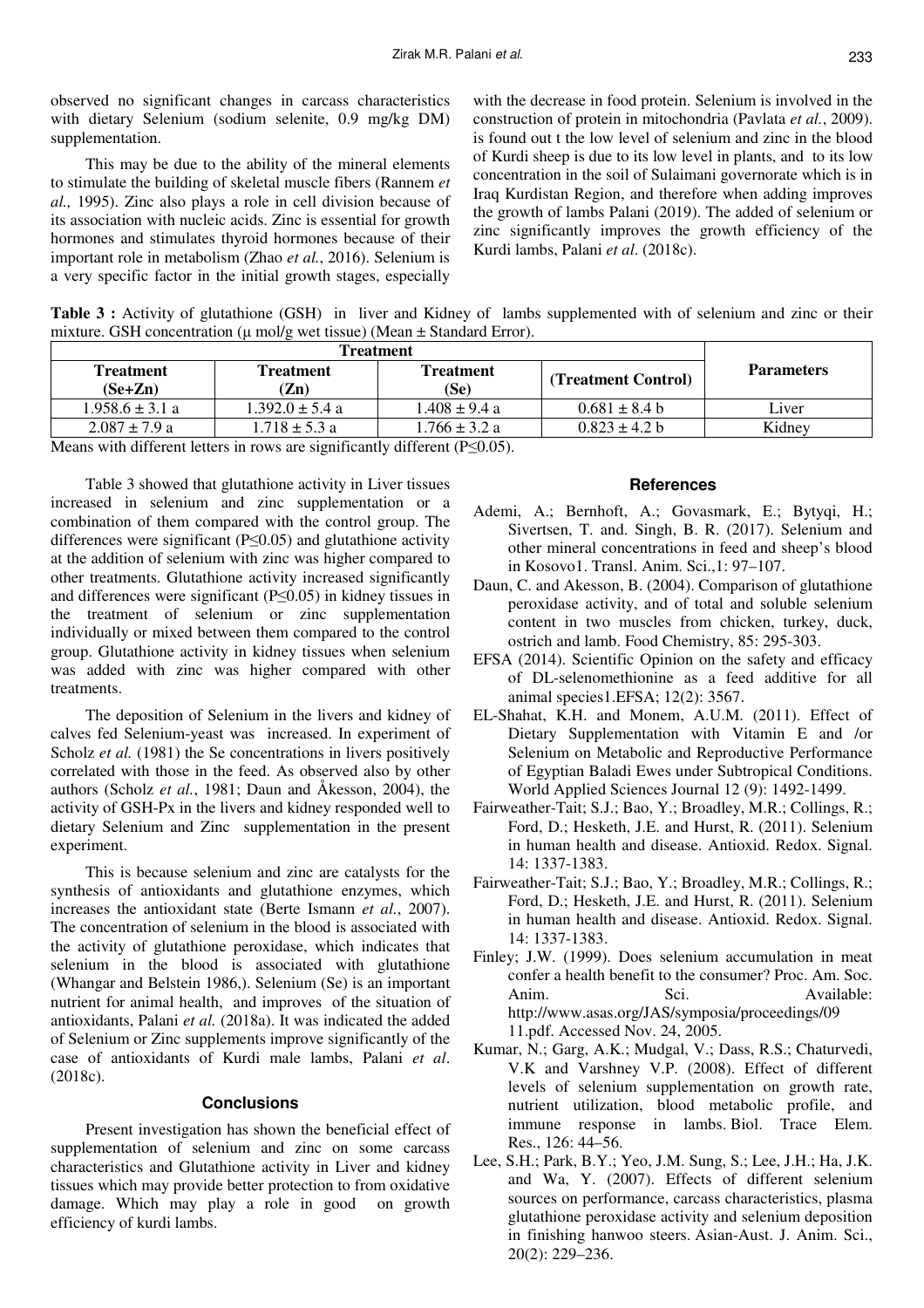observed no significant changes in carcass characteristics with dietary Selenium (sodium selenite, 0.9 mg/kg DM) supplementation.

This may be due to the ability of the mineral elements to stimulate the building of skeletal muscle fibers (Rannem *et al.,* 1995). Zinc also plays a role in cell division because of its association with nucleic acids. Zinc is essential for growth hormones and stimulates thyroid hormones because of their important role in metabolism (Zhao *et al.*, 2016). Selenium is a very specific factor in the initial growth stages, especially with the decrease in food protein. Selenium is involved in the construction of protein in mitochondria (Pavlata *et al.*, 2009). is found out t the low level of selenium and zinc in the blood of Kurdi sheep is due to its low level in plants, and to its low concentration in the soil of Sulaimani governorate which is in Iraq Kurdistan Region, and therefore when adding improves the growth of lambs Palani (2019). The added of selenium or zinc significantly improves the growth efficiency of the Kurdi lambs, Palani *et al*. (2018c).

**Table 3 :** Activity of glutathione (GSH) in liver and Kidney of lambs supplemented with of selenium and zinc or their mixture. GSH concentration (μ mol/g wet tissue) (Mean ± Standard Error).

| Treatment | | | | Parameters |
|---|---|---|---|---|
| Treatment (Se+Zn) | Treatment (Zn) | Treatment (Se) | (Treatment Control) | |
| 1.958.6 ± 3.1 a | 1.392.0 ± 5.4 a | 1.408 ± 9.4 a | 0.681 ± 8.4 b | Liver |
| 2.087 ± 7.9 a | 1.718 ± 5.3 a | 1.766 ± 3.2 a | 0.823 ± 4.2 b | Kidney |

Means with different letters in rows are significantly different ($P \leq 0.05$).

Table 3 showed that glutathione activity in Liver tissues increased in selenium and zinc supplementation or a combination of them compared with the control group. The differences were significant ($P \leq 0.05$) and glutathione activity at the addition of selenium with zinc was higher compared to other treatments. Glutathione activity increased significantly and differences were significant ($P \leq 0.05$) in kidney tissues in the treatment of selenium or zinc supplementation individually or mixed between them compared to the control group. Glutathione activity in kidney tissues when selenium was added with zinc was higher compared with other treatments.

The deposition of Selenium in the livers and kidney of calves fed Selenium-yeast was increased. In experiment of Scholz *et al.* (1981) the Se concentrations in livers positively correlated with those in the feed. As observed also by other authors (Scholz *et al.*, 1981; Daun and Åkesson, 2004), the activity of GSH-Px in the livers and kidney responded well to dietary Selenium and Zinc supplementation in the present experiment.

This is because selenium and zinc are catalysts for the synthesis of antioxidants and glutathione enzymes, which increases the antioxidant state (Berte Ismann *et al.*, 2007). The concentration of selenium in the blood is associated with the activity of glutathione peroxidase, which indicates that selenium in the blood is associated with glutathione (Whangar and Belstein 1986,). Selenium (Se) is an important nutrient for animal health, and improves of the situation of antioxidants, Palani *et al.* (2018a). It was indicated the added of Selenium or Zinc supplements improve significantly of the case of antioxidants of Kurdi male lambs, Palani *et al*. (2018c).

## Conclusions

Present investigation has shown the beneficial effect of supplementation of selenium and zinc on some carcass characteristics and Glutathione activity in Liver and kidney tissues which may provide better protection to from oxidative damage. Which may play a role in good on growth efficiency of kurdi lambs.

## References

Ademi, A.; Bernhoft, A.; Govasmark, E.; Bytyqi, H.; Sivertsen, T. and. Singh, B. R. (2017). Selenium and other mineral concentrations in feed and sheep's blood in Kosovo1. Transl. Anim. Sci.,1: 97–107.

Daun, C. and Akesson, B. (2004). Comparison of glutathione peroxidase activity, and of total and soluble selenium content in two muscles from chicken, turkey, duck, ostrich and lamb. Food Chemistry, 85: 295-303.

EFSA (2014). Scientific Opinion on the safety and efficacy of DL-selenomethionine as a feed additive for all animal species1.EFSA; 12(2): 3567.

EL-Shahat, K.H. and Monem, A.U.M. (2011). Effect of Dietary Supplementation with Vitamin E and /or Selenium on Metabolic and Reproductive Performance of Egyptian Baladi Ewes under Subtropical Conditions. World Applied Sciences Journal 12 (9): 1492-1499.

Fairweather-Tait; S.J.; Bao, Y.; Broadley, M.R.; Collings, R.; Ford, D.; Hesketh, J.E. and Hurst, R. (2011). Selenium in human health and disease. Antioxid. Redox. Signal. 14: 1337-1383.

Fairweather-Tait; S.J.; Bao, Y.; Broadley, M.R.; Collings, R.; Ford, D.; Hesketh, J.E. and Hurst, R. (2011). Selenium in human health and disease. Antioxid. Redox. Signal. 14: 1337-1383.

Finley; J.W. (1999). Does selenium accumulation in meat confer a health benefit to the consumer? Proc. Am. Soc. Anim. Sci. Available: http://www.asas.org/JAS/symposia/proceedings/0911.pdf. Accessed Nov. 24, 2005.

Kumar, N.; Garg, A.K.; Mudgal, V.; Dass, R.S.; Chaturvedi, V.K and Varshney V.P. (2008). Effect of different levels of selenium supplementation on growth rate, nutrient utilization, blood metabolic profile, and immune response in lambs. Biol. Trace Elem. Res., 126: 44–56.

Lee, S.H.; Park, B.Y.; Yeo, J.M. Sung, S.; Lee, J.H.; Ha, J.K. and Wa, Y. (2007). Effects of different selenium sources on performance, carcass characteristics, plasma glutathione peroxidase activity and selenium deposition in finishing hanwoo steers. Asian-Aust. J. Anim. Sci., 20(2): 229–236.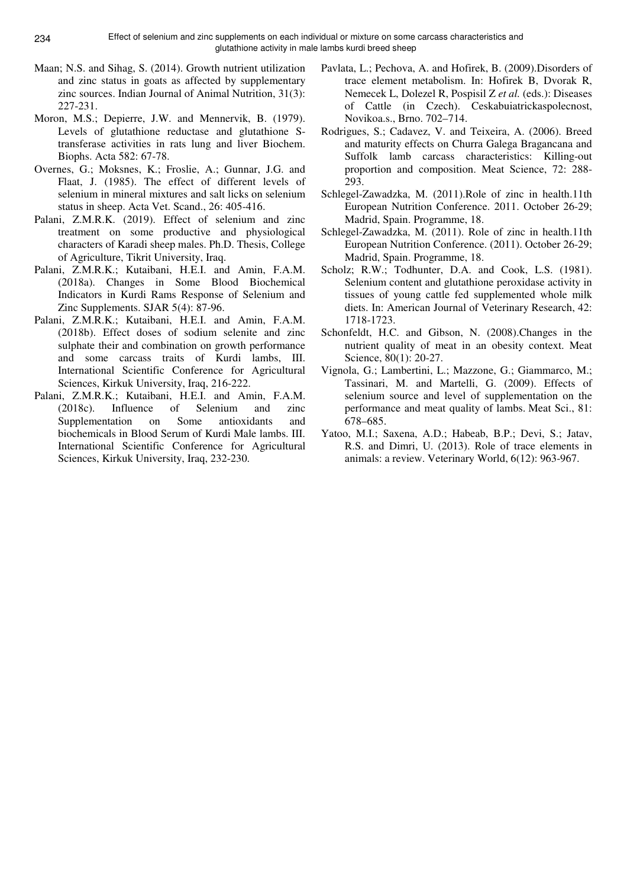Maan; N.S. and Sihag, S. (2014). Growth nutrient utilization and zinc status in goats as affected by supplementary zinc sources. Indian Journal of Animal Nutrition, 31(3): 227-231.

Moron, M.S.; Depierre, J.W. and Mennervik, B. (1979). Levels of glutathione reductase and glutathione S-transferase activities in rats lung and liver Biochem. Biophs. Acta 582: 67-78.

Overnes, G.; Moksnes, K.; Froslie, A.; Gunnar, J.G. and Flaat, J. (1985). The effect of different levels of selenium in mineral mixtures and salt licks on selenium status in sheep. Acta Vet. Scand., 26: 405-416.

Palani, Z.M.R.K. (2019). Effect of selenium and zinc treatment on some productive and physiological characters of Karadi sheep males. Ph.D. Thesis, College of Agriculture, Tikrit University, Iraq.

Palani, Z.M.R.K.; Kutaibani, H.E.I. and Amin, F.A.M. (2018a). Changes in Some Blood Biochemical Indicators in Kurdi Rams Response of Selenium and Zinc Supplements. SJAR 5(4): 87-96.

Palani, Z.M.R.K.; Kutaibani, H.E.I. and Amin, F.A.M. (2018b). Effect doses of sodium selenite and zinc sulphate their and combination on growth performance and some carcass traits of Kurdi lambs, III. International Scientific Conference for Agricultural Sciences, Kirkuk University, Iraq, 216-222.

Palani, Z.M.R.K.; Kutaibani, H.E.I. and Amin, F.A.M. (2018c). Influence of Selenium and zinc Supplementation on Some antioxidants and biochemicals in Blood Serum of Kurdi Male lambs. III. International Scientific Conference for Agricultural Sciences, Kirkuk University, Iraq, 232-230.

Pavlata, L.; Pechova, A. and Hofirek, B. (2009).Disorders of trace element metabolism. In: Hofirek B, Dvorak R, Nemecek L, Dolezel R, Pospisil Z *et al.* (eds.): Diseases of Cattle (in Czech). Ceskabuiatrickaspolecnost, Novikoa.s., Brno. 702–714.

Rodrigues, S.; Cadavez, V. and Teixeira, A. (2006). Breed and maturity effects on Churra Galega Bragancana and Suffolk lamb carcass characteristics: Killing-out proportion and composition. Meat Science, 72: 288-293.

Schlegel-Zawadzka, M. (2011).Role of zinc in health.11th European Nutrition Conference. 2011. October 26-29; Madrid, Spain. Programme, 18.

Schlegel-Zawadzka, M. (2011). Role of zinc in health.11th European Nutrition Conference. (2011). October 26-29; Madrid, Spain. Programme, 18.

Scholz; R.W.; Todhunter, D.A. and Cook, L.S. (1981). Selenium content and glutathione peroxidase activity in tissues of young cattle fed supplemented whole milk diets. In: American Journal of Veterinary Research, 42: 1718-1723.

Schonfeldt, H.C. and Gibson, N. (2008).Changes in the nutrient quality of meat in an obesity context. Meat Science, 80(1): 20-27.

Vignola, G.; Lambertini, L.; Mazzone, G.; Giammarco, M.; Tassinari, M. and Martelli, G. (2009). Effects of selenium source and level of supplementation on the performance and meat quality of lambs. Meat Sci., 81: 678–685.

Yatoo, M.I.; Saxena, A.D.; Habeab, B.P.; Devi, S.; Jatav, R.S. and Dimri, U. (2013). Role of trace elements in animals: a review. Veterinary World, 6(12): 963-967.